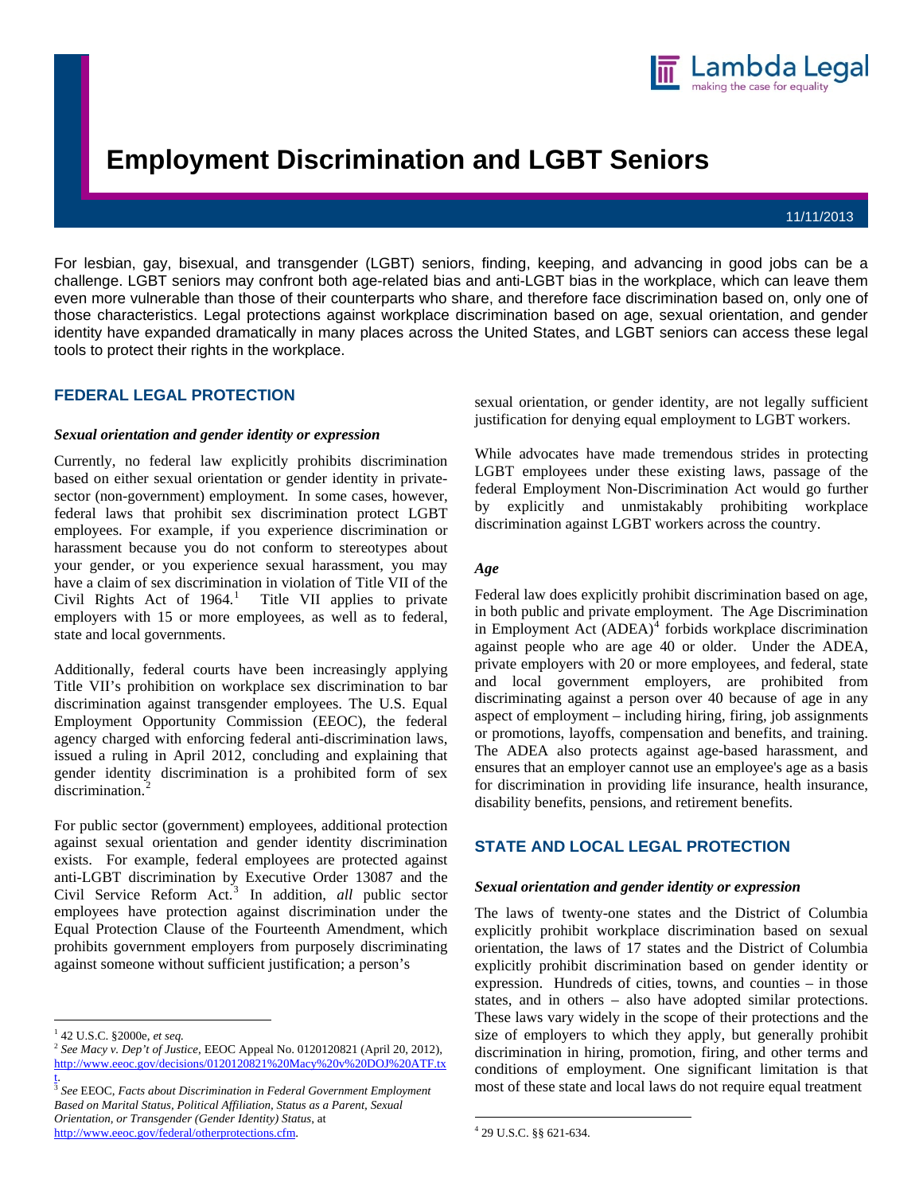Lambda Legal
making the case for equality

# Employment Discrimination and LGBT Seniors

11/11/2013

For lesbian, gay, bisexual, and transgender (LGBT) seniors, finding, keeping, and advancing in good jobs can be a challenge. LGBT seniors may confront both age-related bias and anti-LGBT bias in the workplace, which can leave them even more vulnerable than those of their counterparts who share, and therefore face discrimination based on, only one of those characteristics. Legal protections against workplace discrimination based on age, sexual orientation, and gender identity have expanded dramatically in many places across the United States, and LGBT seniors can access these legal tools to protect their rights in the workplace.

## FEDERAL LEGAL PROTECTION

### *Sexual orientation and gender identity or expression*

Currently, no federal law explicitly prohibits discrimination based on either sexual orientation or gender identity in private-sector (non-government) employment. In some cases, however, federal laws that prohibit sex discrimination protect LGBT employees. For example, if you experience discrimination or harassment because you do not conform to stereotypes about your gender, or you experience sexual harassment, you may have a claim of sex discrimination in violation of Title VII of the Civil Rights Act of 1964.[1] Title VII applies to private employers with 15 or more employees, as well as to federal, state and local governments.

Additionally, federal courts have been increasingly applying Title VII's prohibition on workplace sex discrimination to bar discrimination against transgender employees. The U.S. Equal Employment Opportunity Commission (EEOC), the federal agency charged with enforcing federal anti-discrimination laws, issued a ruling in April 2012, concluding and explaining that gender identity discrimination is a prohibited form of sex discrimination.[2]

For public sector (government) employees, additional protection against sexual orientation and gender identity discrimination exists. For example, federal employees are protected against anti-LGBT discrimination by Executive Order 13087 and the Civil Service Reform Act.[3] In addition, *all* public sector employees have protection against discrimination under the Equal Protection Clause of the Fourteenth Amendment, which prohibits government employers from purposely discriminating against someone without sufficient justification; a person's sexual orientation, or gender identity, are not legally sufficient justification for denying equal employment to LGBT workers.

While advocates have made tremendous strides in protecting LGBT employees under these existing laws, passage of the federal Employment Non-Discrimination Act would go further by explicitly and unmistakably prohibiting workplace discrimination against LGBT workers across the country.

### *Age*

Federal law does explicitly prohibit discrimination based on age, in both public and private employment. The Age Discrimination in Employment Act (ADEA)[4] forbids workplace discrimination against people who are age 40 or older. Under the ADEA, private employers with 20 or more employees, and federal, state and local government employers, are prohibited from discriminating against a person over 40 because of age in any aspect of employment – including hiring, firing, job assignments or promotions, layoffs, compensation and benefits, and training. The ADEA also protects against age-based harassment, and ensures that an employer cannot use an employee's age as a basis for discrimination in providing life insurance, health insurance, disability benefits, pensions, and retirement benefits.

## STATE AND LOCAL LEGAL PROTECTION

### *Sexual orientation and gender identity or expression*

The laws of twenty-one states and the District of Columbia explicitly prohibit workplace discrimination based on sexual orientation, the laws of 17 states and the District of Columbia explicitly prohibit discrimination based on gender identity or expression. Hundreds of cities, towns, and counties – in those states, and in others – also have adopted similar protections. These laws vary widely in the scope of their protections and the size of employers to which they apply, but generally prohibit discrimination in hiring, promotion, firing, and other terms and conditions of employment. One significant limitation is that most of these state and local laws do not require equal treatment

---

[1] 42 U.S.C. §2000e, *et seq.*

[2] *See Macy v. Dep't of Justice*, EEOC Appeal No. 0120120821 (April 20, 2012), http://www.eeoc.gov/decisions/0120120821%20Macy%20v%20DOJ%20ATF.txt.

[3] *See* EEOC, *Facts about Discrimination in Federal Government Employment Based on Marital Status, Political Affiliation, Status as a Parent, Sexual Orientation, or Transgender (Gender Identity) Status*, at http://www.eeoc.gov/federal/otherprotections.cfm.

[4] 29 U.S.C. §§ 621-634.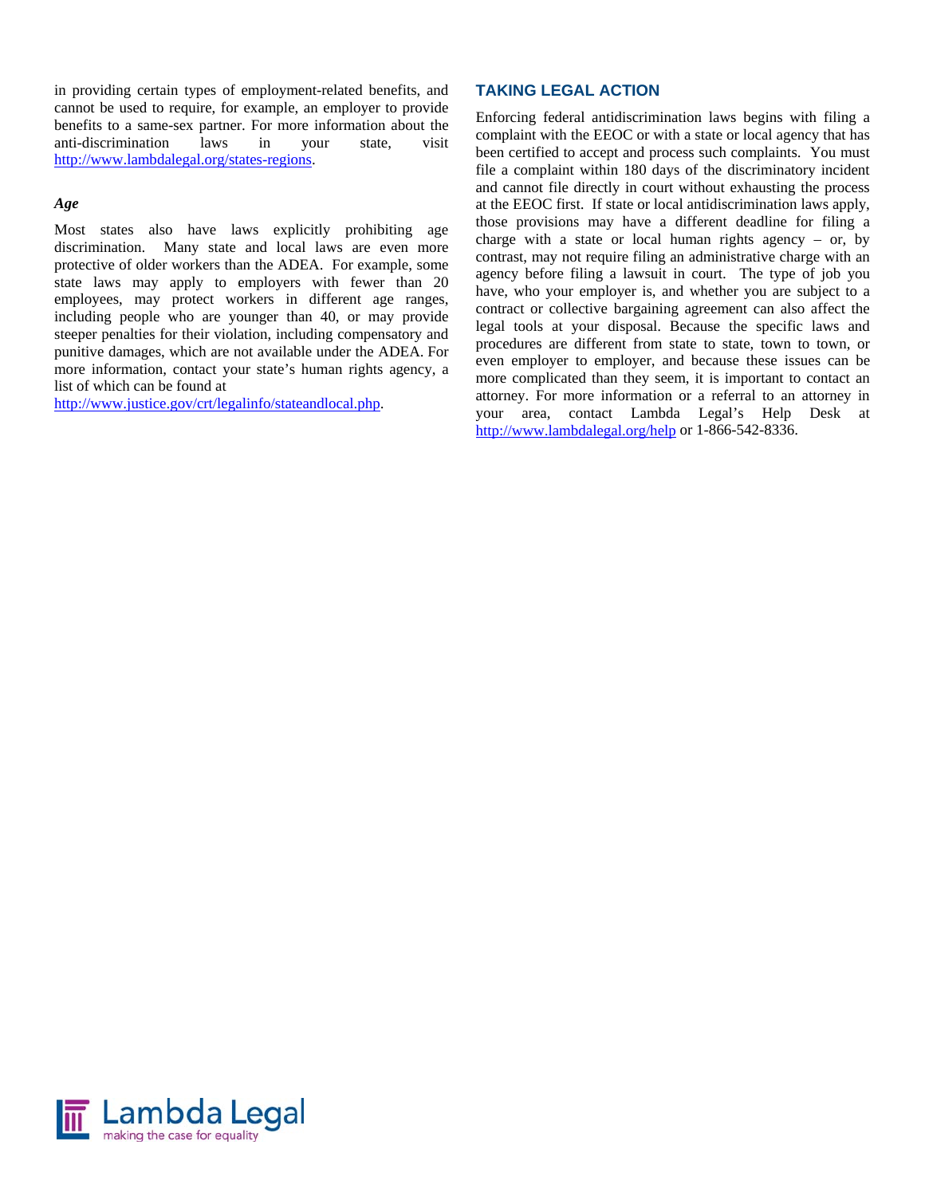in providing certain types of employment-related benefits, and cannot be used to require, for example, an employer to provide benefits to a same-sex partner. For more information about the anti-discrimination laws in your state, visit http://www.lambdalegal.org/states-regions.

### *Age*

Most states also have laws explicitly prohibiting age discrimination. Many state and local laws are even more protective of older workers than the ADEA. For example, some state laws may apply to employers with fewer than 20 employees, may protect workers in different age ranges, including people who are younger than 40, or may provide steeper penalties for their violation, including compensatory and punitive damages, which are not available under the ADEA. For more information, contact your state's human rights agency, a list of which can be found at http://www.justice.gov/crt/legalinfo/stateandlocal.php.

## TAKING LEGAL ACTION

Enforcing federal antidiscrimination laws begins with filing a complaint with the EEOC or with a state or local agency that has been certified to accept and process such complaints. You must file a complaint within 180 days of the discriminatory incident and cannot file directly in court without exhausting the process at the EEOC first. If state or local antidiscrimination laws apply, those provisions may have a different deadline for filing a charge with a state or local human rights agency – or, by contrast, may not require filing an administrative charge with an agency before filing a lawsuit in court. The type of job you have, who your employer is, and whether you are subject to a contract or collective bargaining agreement can also affect the legal tools at your disposal. Because the specific laws and procedures are different from state to state, town to town, or even employer to employer, and because these issues can be more complicated than they seem, it is important to contact an attorney. For more information or a referral to an attorney in your area, contact Lambda Legal's Help Desk at http://www.lambdalegal.org/help or 1-866-542-8336.

Lambda Legal
making the case for equality